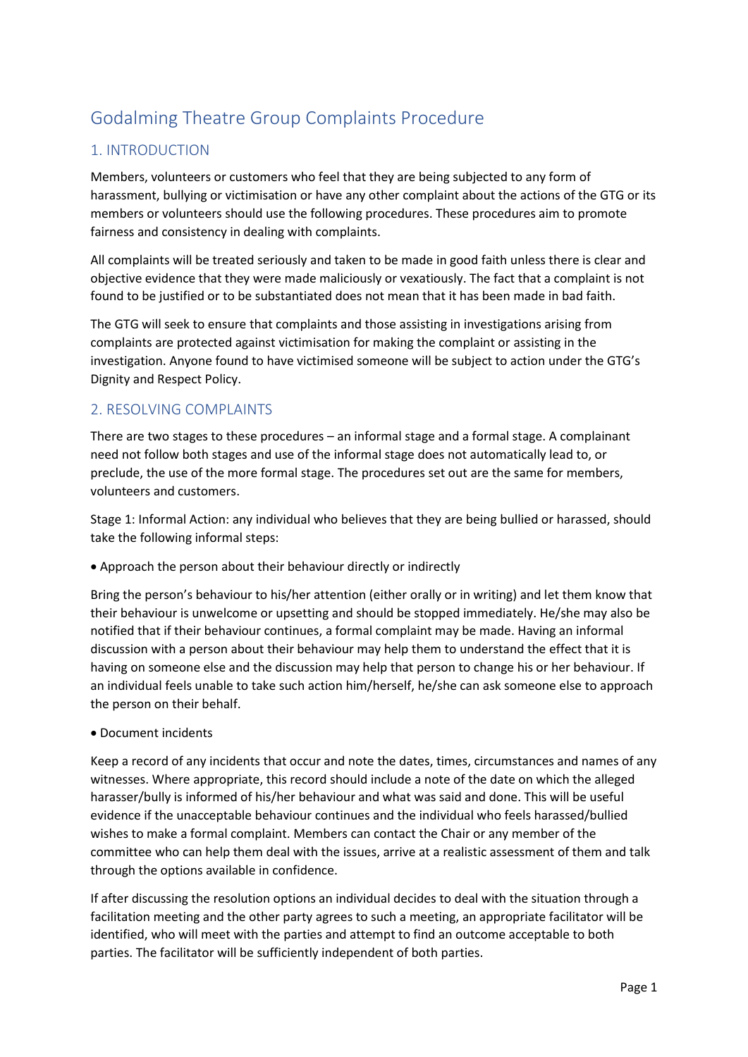# Godalming Theatre Group Complaints Procedure

## 1. INTRODUCTION

Members, volunteers or customers who feel that they are being subjected to any form of harassment, bullying or victimisation or have any other complaint about the actions of the GTG or its members or volunteers should use the following procedures. These procedures aim to promote fairness and consistency in dealing with complaints.

All complaints will be treated seriously and taken to be made in good faith unless there is clear and objective evidence that they were made maliciously or vexatiously. The fact that a complaint is not found to be justified or to be substantiated does not mean that it has been made in bad faith.

The GTG will seek to ensure that complaints and those assisting in investigations arising from complaints are protected against victimisation for making the complaint or assisting in the investigation. Anyone found to have victimised someone will be subject to action under the GTG's Dignity and Respect Policy.

## 2. RESOLVING COMPLAINTS

There are two stages to these procedures – an informal stage and a formal stage. A complainant need not follow both stages and use of the informal stage does not automatically lead to, or preclude, the use of the more formal stage. The procedures set out are the same for members, volunteers and customers.

Stage 1: Informal Action: any individual who believes that they are being bullied or harassed, should take the following informal steps:

- Approach the person about their behaviour directly or indirectly

Bring the person's behaviour to his/her attention (either orally or in writing) and let them know that their behaviour is unwelcome or upsetting and should be stopped immediately. He/she may also be notified that if their behaviour continues, a formal complaint may be made. Having an informal discussion with a person about their behaviour may help them to understand the effect that it is having on someone else and the discussion may help that person to change his or her behaviour. If an individual feels unable to take such action him/herself, he/she can ask someone else to approach the person on their behalf.

- Document incidents

Keep a record of any incidents that occur and note the dates, times, circumstances and names of any witnesses. Where appropriate, this record should include a note of the date on which the alleged harasser/bully is informed of his/her behaviour and what was said and done. This will be useful evidence if the unacceptable behaviour continues and the individual who feels harassed/bullied wishes to make a formal complaint. Members can contact the Chair or any member of the committee who can help them deal with the issues, arrive at a realistic assessment of them and talk through the options available in confidence.

If after discussing the resolution options an individual decides to deal with the situation through a facilitation meeting and the other party agrees to such a meeting, an appropriate facilitator will be identified, who will meet with the parties and attempt to find an outcome acceptable to both parties. The facilitator will be sufficiently independent of both parties.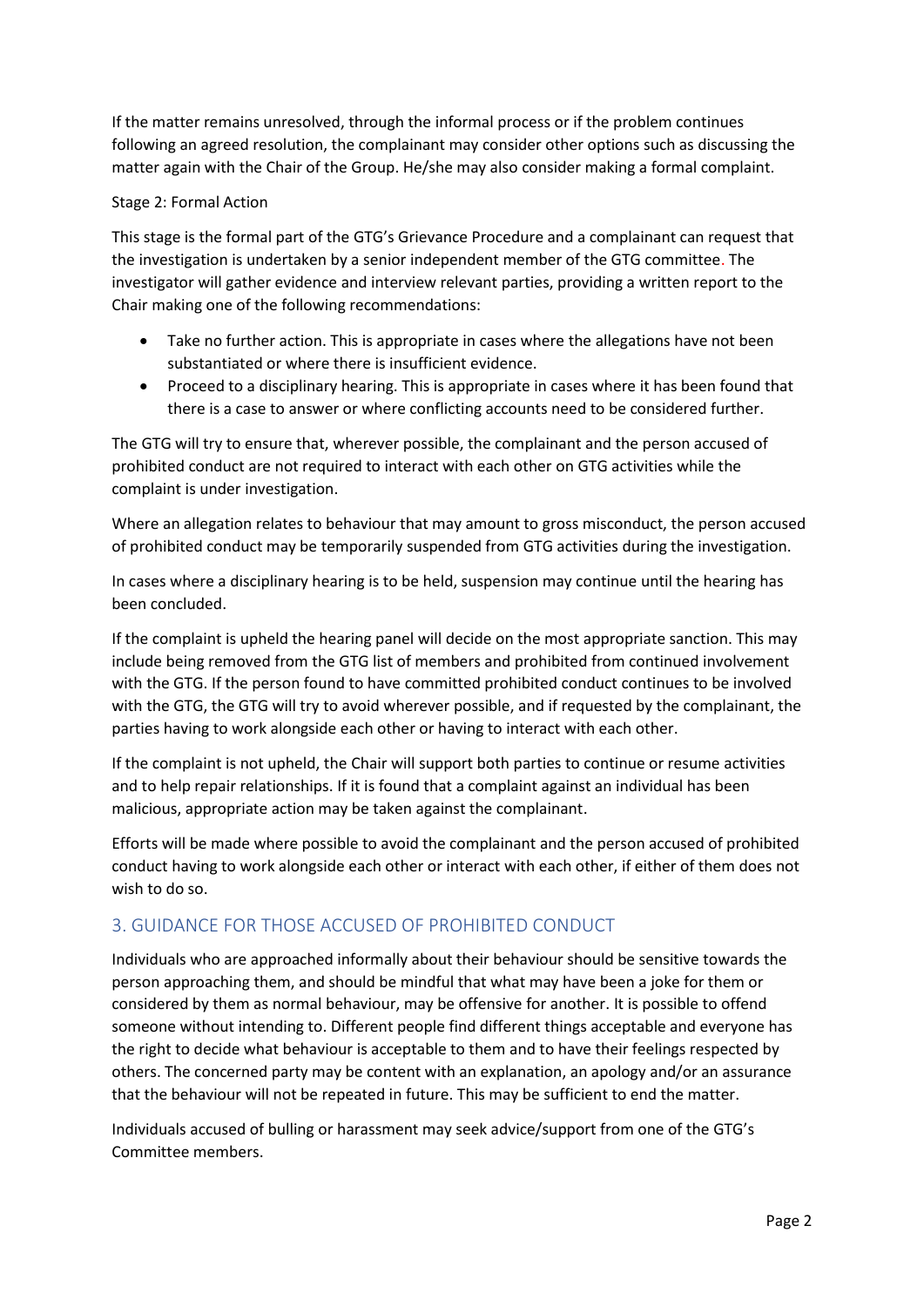If the matter remains unresolved, through the informal process or if the problem continues following an agreed resolution, the complainant may consider other options such as discussing the matter again with the Chair of the Group. He/she may also consider making a formal complaint.

Stage 2: Formal Action

This stage is the formal part of the GTG's Grievance Procedure and a complainant can request that the investigation is undertaken by a senior independent member of the GTG committee. The investigator will gather evidence and interview relevant parties, providing a written report to the Chair making one of the following recommendations:

- Take no further action. This is appropriate in cases where the allegations have not been substantiated or where there is insufficient evidence.
- Proceed to a disciplinary hearing. This is appropriate in cases where it has been found that there is a case to answer or where conflicting accounts need to be considered further.

The GTG will try to ensure that, wherever possible, the complainant and the person accused of prohibited conduct are not required to interact with each other on GTG activities while the complaint is under investigation.

Where an allegation relates to behaviour that may amount to gross misconduct, the person accused of prohibited conduct may be temporarily suspended from GTG activities during the investigation.

In cases where a disciplinary hearing is to be held, suspension may continue until the hearing has been concluded.

If the complaint is upheld the hearing panel will decide on the most appropriate sanction. This may include being removed from the GTG list of members and prohibited from continued involvement with the GTG. If the person found to have committed prohibited conduct continues to be involved with the GTG, the GTG will try to avoid wherever possible, and if requested by the complainant, the parties having to work alongside each other or having to interact with each other.

If the complaint is not upheld, the Chair will support both parties to continue or resume activities and to help repair relationships. If it is found that a complaint against an individual has been malicious, appropriate action may be taken against the complainant.

Efforts will be made where possible to avoid the complainant and the person accused of prohibited conduct having to work alongside each other or interact with each other, if either of them does not wish to do so.

## 3. GUIDANCE FOR THOSE ACCUSED OF PROHIBITED CONDUCT

Individuals who are approached informally about their behaviour should be sensitive towards the person approaching them, and should be mindful that what may have been a joke for them or considered by them as normal behaviour, may be offensive for another. It is possible to offend someone without intending to. Different people find different things acceptable and everyone has the right to decide what behaviour is acceptable to them and to have their feelings respected by others. The concerned party may be content with an explanation, an apology and/or an assurance that the behaviour will not be repeated in future. This may be sufficient to end the matter.

Individuals accused of bulling or harassment may seek advice/support from one of the GTG's Committee members.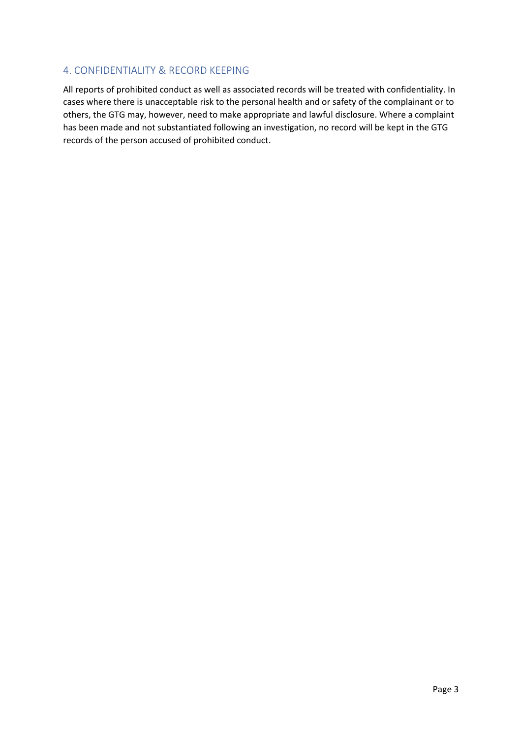## 4. CONFIDENTIALITY & RECORD KEEPING

All reports of prohibited conduct as well as associated records will be treated with confidentiality. In cases where there is unacceptable risk to the personal health and or safety of the complainant or to others, the GTG may, however, need to make appropriate and lawful disclosure. Where a complaint has been made and not substantiated following an investigation, no record will be kept in the GTG records of the person accused of prohibited conduct.